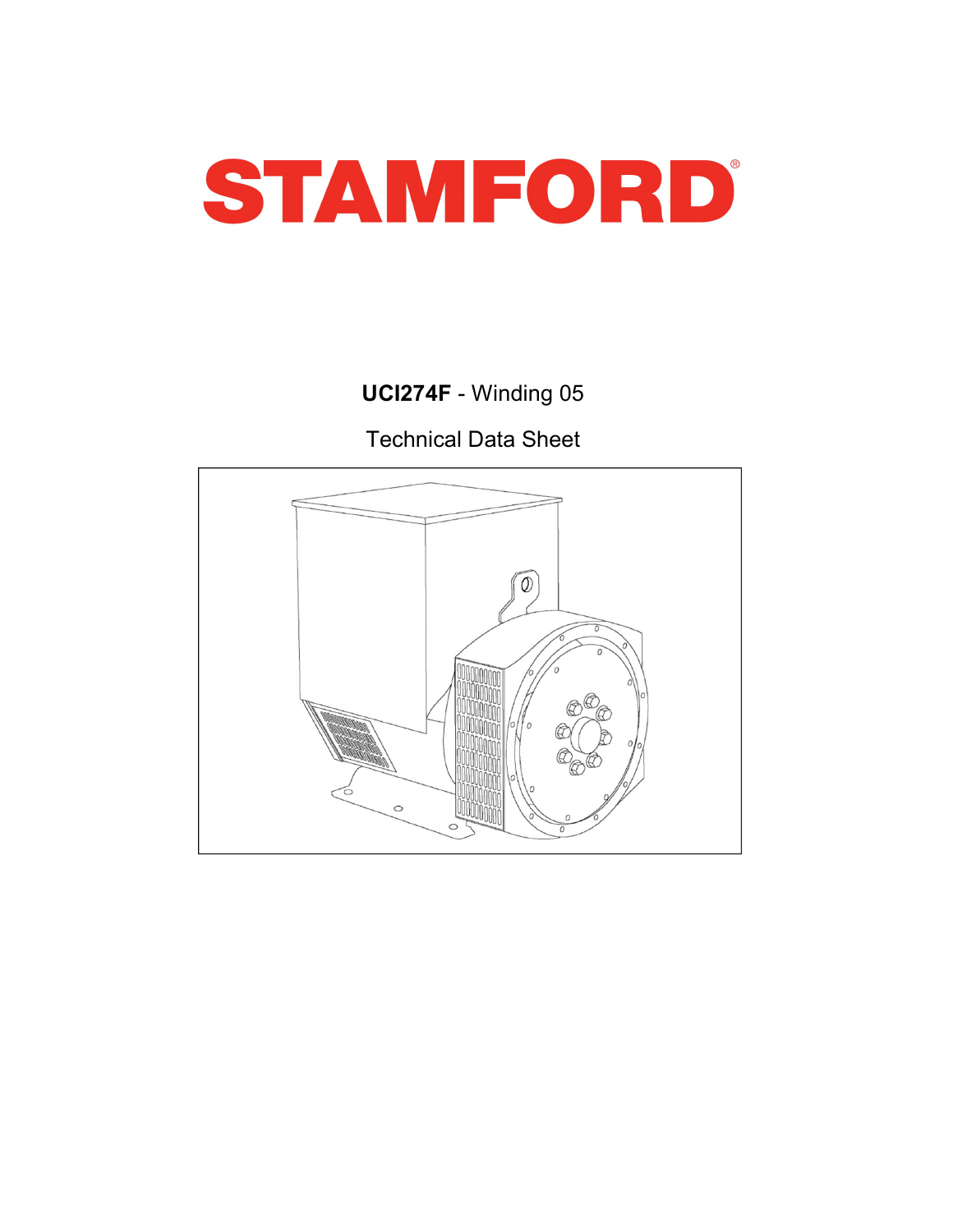# STAMFORD

**UCI274F** - Winding 05

Technical Data Sheet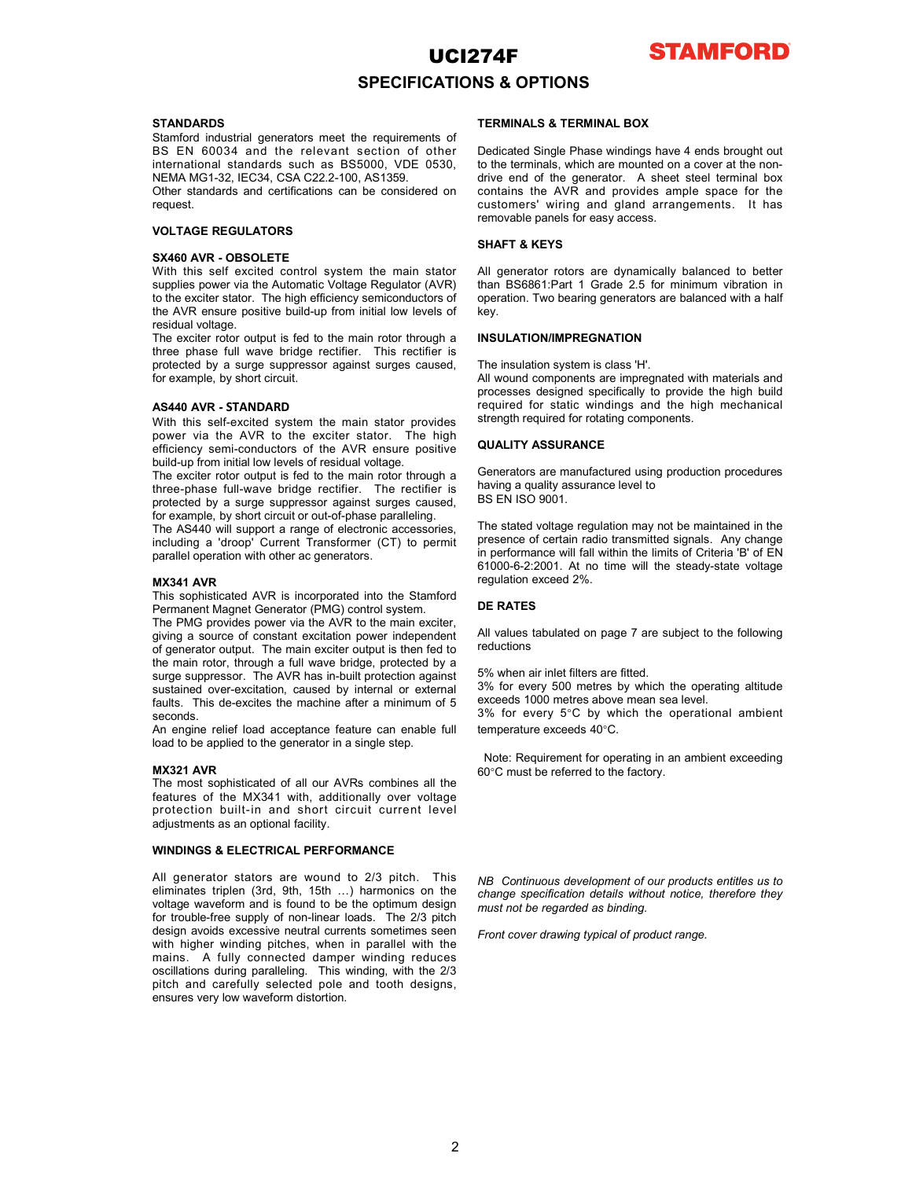# UCI274F

## SPECIFICATIONS & OPTIONS

### STANDARDS

Stamford industrial generators meet the requirements of BS EN 60034 and the relevant section of other international standards such as BS5000, VDE 0530, NEMA MG1-32, IEC34, CSA C22.2-100, AS1359.
Other standards and certifications can be considered on request.

### VOLTAGE REGULATORS

#### SX460 AVR - OBSOLETE

With this self excited control system the main stator supplies power via the Automatic Voltage Regulator (AVR) to the exciter stator. The high efficiency semiconductors of the AVR ensure positive build-up from initial low levels of residual voltage.
The exciter rotor output is fed to the main rotor through a three phase full wave bridge rectifier. This rectifier is protected by a surge suppressor against surges caused, for example, by short circuit.

#### AS440 AVR - STANDARD

With this self-excited system the main stator provides power via the AVR to the exciter stator. The high efficiency semi-conductors of the AVR ensure positive build-up from initial low levels of residual voltage.
The exciter rotor output is fed to the main rotor through a three-phase full-wave bridge rectifier. The rectifier is protected by a surge suppressor against surges caused, for example, by short circuit or out-of-phase paralleling.
The AS440 will support a range of electronic accessories, including a 'droop' Current Transformer (CT) to permit parallel operation with other ac generators.

#### MX341 AVR

This sophisticated AVR is incorporated into the Stamford Permanent Magnet Generator (PMG) control system.
The PMG provides power via the AVR to the main exciter, giving a source of constant excitation power independent of generator output. The main exciter output is then fed to the main rotor, through a full wave bridge, protected by a surge suppressor. The AVR has in-built protection against sustained over-excitation, caused by internal or external faults. This de-excites the machine after a minimum of 5 seconds.
An engine relief load acceptance feature can enable full load to be applied to the generator in a single step.

#### MX321 AVR

The most sophisticated of all our AVRs combines all the features of the MX341 with, additionally over voltage protection built-in and short circuit current level adjustments as an optional facility.

### WINDINGS & ELECTRICAL PERFORMANCE

All generator stators are wound to 2/3 pitch. This eliminates triplen (3rd, 9th, 15th …) harmonics on the voltage waveform and is found to be the optimum design for trouble-free supply of non-linear loads. The 2/3 pitch design avoids excessive neutral currents sometimes seen with higher winding pitches, when in parallel with the mains. A fully connected damper winding reduces oscillations during paralleling. This winding, with the 2/3 pitch and carefully selected pole and tooth designs, ensures very low waveform distortion.

### TERMINALS & TERMINAL BOX

Dedicated Single Phase windings have 4 ends brought out to the terminals, which are mounted on a cover at the non-drive end of the generator. A sheet steel terminal box contains the AVR and provides ample space for the customers' wiring and gland arrangements. It has removable panels for easy access.

### SHAFT & KEYS

All generator rotors are dynamically balanced to better than BS6861:Part 1 Grade 2.5 for minimum vibration in operation. Two bearing generators are balanced with a half key.

### INSULATION/IMPREGNATION

The insulation system is class 'H'.
All wound components are impregnated with materials and processes designed specifically to provide the high build required for static windings and the high mechanical strength required for rotating components.

### QUALITY ASSURANCE

Generators are manufactured using production procedures having a quality assurance level to
BS EN ISO 9001.

The stated voltage regulation may not be maintained in the presence of certain radio transmitted signals. Any change in performance will fall within the limits of Criteria 'B' of EN 61000-6-2:2001. At no time will the steady-state voltage regulation exceed 2%.

### DE RATES

All values tabulated on page 7 are subject to the following reductions

5% when air inlet filters are fitted.
3% for every 500 metres by which the operating altitude exceeds 1000 metres above mean sea level.
3% for every 5°C by which the operational ambient temperature exceeds 40°C.

Note: Requirement for operating in an ambient exceeding 60°C must be referred to the factory.

*NB Continuous development of our products entitles us to change specification details without notice, therefore they must not be regarded as binding.*

*Front cover drawing typical of product range.*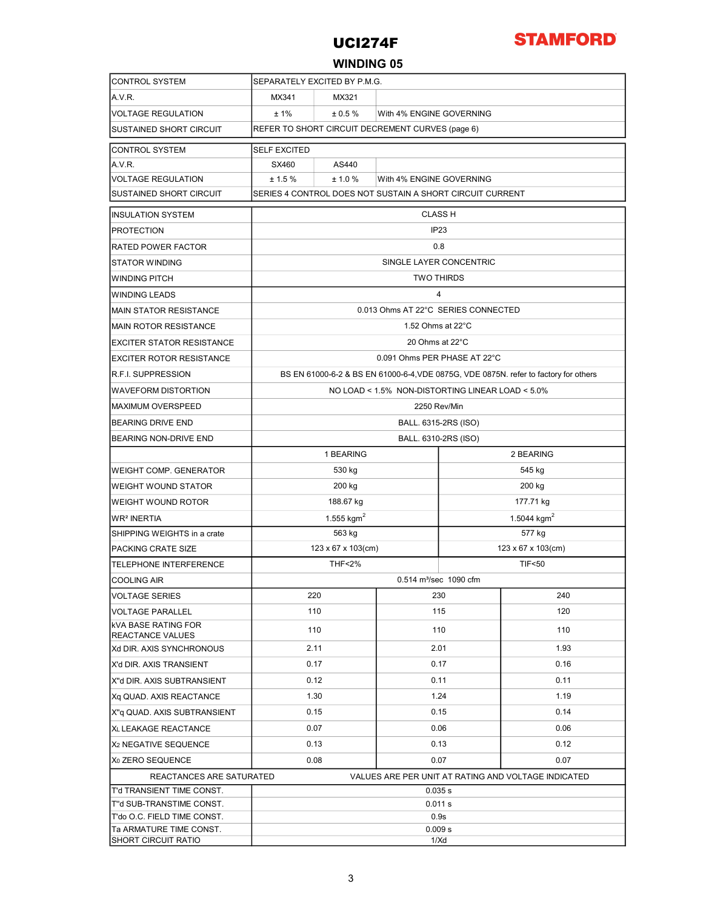# UCI274F

**STAMFORD**

## WINDING 05

| CONTROL SYSTEM | SEPARATELY EXCITED BY P.M.G. | | |
|---|---|---|---|
| A.V.R. | MX341 | MX321 | |
| VOLTAGE REGULATION | ± 1% | ± 0.5 % | With 4% ENGINE GOVERNING |
| SUSTAINED SHORT CIRCUIT | REFER TO SHORT CIRCUIT DECREMENT CURVES (page 6) | | |

| CONTROL SYSTEM | SELF EXCITED | | |
|---|---|---|---|
| A.V.R. | SX460 | AS440 | |
| VOLTAGE REGULATION | ± 1.5 % | ± 1.0 % | With 4% ENGINE GOVERNING |
| SUSTAINED SHORT CIRCUIT | SERIES 4 CONTROL DOES NOT SUSTAIN A SHORT CIRCUIT CURRENT | | |

| INSULATION SYSTEM | CLASS H | | |
|---|---|---|---|
| PROTECTION | IP23 | | |
| RATED POWER FACTOR | 0.8 | | |
| STATOR WINDING | SINGLE LAYER CONCENTRIC | | |
| WINDING PITCH | TWO THIRDS | | |
| WINDING LEADS | 4 | | |
| MAIN STATOR RESISTANCE | 0.013 Ohms AT 22°C SERIES CONNECTED | | |
| MAIN ROTOR RESISTANCE | 1.52 Ohms at 22°C | | |
| EXCITER STATOR RESISTANCE | 20 Ohms at 22°C | | |
| EXCITER ROTOR RESISTANCE | 0.091 Ohms PER PHASE AT 22°C | | |
| R.F.I. SUPPRESSION | BS EN 61000-6-2 & BS EN 61000-6-4,VDE 0875G, VDE 0875N. refer to factory for others | | |
| WAVEFORM DISTORTION | NO LOAD < 1.5% NON-DISTORTING LINEAR LOAD < 5.0% | | |
| MAXIMUM OVERSPEED | 2250 Rev/Min | | |
| BEARING DRIVE END | BALL. 6315-2RS (ISO) | | |
| BEARING NON-DRIVE END | BALL. 6310-2RS (ISO) | | |
| | 1 BEARING | 2 BEARING | |
| WEIGHT COMP. GENERATOR | 530 kg | 545 kg | |
| WEIGHT WOUND STATOR | 200 kg | 200 kg | |
| WEIGHT WOUND ROTOR | 188.67 kg | 177.71 kg | |
| WR² INERTIA | 1.555 kgm² | 1.5044 kgm² | |
| SHIPPING WEIGHTS in a crate | 563 kg | 577 kg | |
| PACKING CRATE SIZE | 123 x 67 x 103(cm) | 123 x 67 x 103(cm) | |
| TELEPHONE INTERFERENCE | THF<2% | TIF<50 | |
| COOLING AIR | 0.514 m³/sec 1090 cfm | | |
| VOLTAGE SERIES | 220 | 230 | 240 |
| VOLTAGE PARALLEL | 110 | 115 | 120 |
| kVA BASE RATING FOR REACTANCE VALUES | 110 | 110 | 110 |
| Xd DIR. AXIS SYNCHRONOUS | 2.11 | 2.01 | 1.93 |
| X'd DIR. AXIS TRANSIENT | 0.17 | 0.17 | 0.16 |
| X''d DIR. AXIS SUBTRANSIENT | 0.12 | 0.11 | 0.11 |
| Xq QUAD. AXIS REACTANCE | 1.30 | 1.24 | 1.19 |
| X''q QUAD. AXIS SUBTRANSIENT | 0.15 | 0.15 | 0.14 |
| XL LEAKAGE REACTANCE | 0.07 | 0.06 | 0.06 |
| X2 NEGATIVE SEQUENCE | 0.13 | 0.13 | 0.12 |
| X0 ZERO SEQUENCE | 0.08 | 0.07 | 0.07 |
| REACTANCES ARE SATURATED | VALUES ARE PER UNIT AT RATING AND VOLTAGE INDICATED | | |
| T'd TRANSIENT TIME CONST. | 0.035 s | | |
| T''d SUB-TRANSTIME CONST. | 0.011 s | | |
| T'do O.C. FIELD TIME CONST. | 0.9s | | |
| Ta ARMATURE TIME CONST. | 0.009 s | | |
| SHORT CIRCUIT RATIO | 1/Xd | | |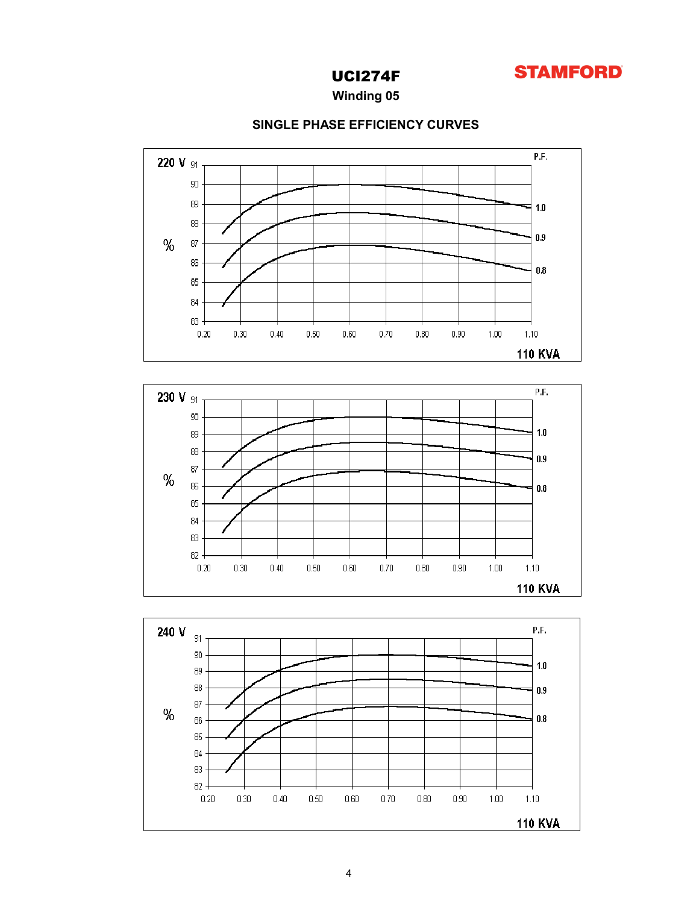# UCI274F

STAMFORD

**Winding 05**

## SINGLE PHASE EFFICIENCY CURVES

220 V

P.F.

%

91
90
89
88
87
86
85
84
83

0.20 0.30 0.40 0.50 0.60 0.70 0.80 0.90 1.00 1.10

1.0
0.9
0.8

110 KVA

230 V

P.F.

%

91
90
89
88
87
86
85
84
83
82

0.20 0.30 0.40 0.50 0.60 0.70 0.80 0.90 1.00 1.10

1.0
0.9
0.8

110 KVA

240 V

P.F.

%

91
90
89
88
87
86
85
84
83
82

0.20 0.30 0.40 0.50 0.60 0.70 0.80 0.90 1.00 1.10

1.0
0.9
0.8

110 KVA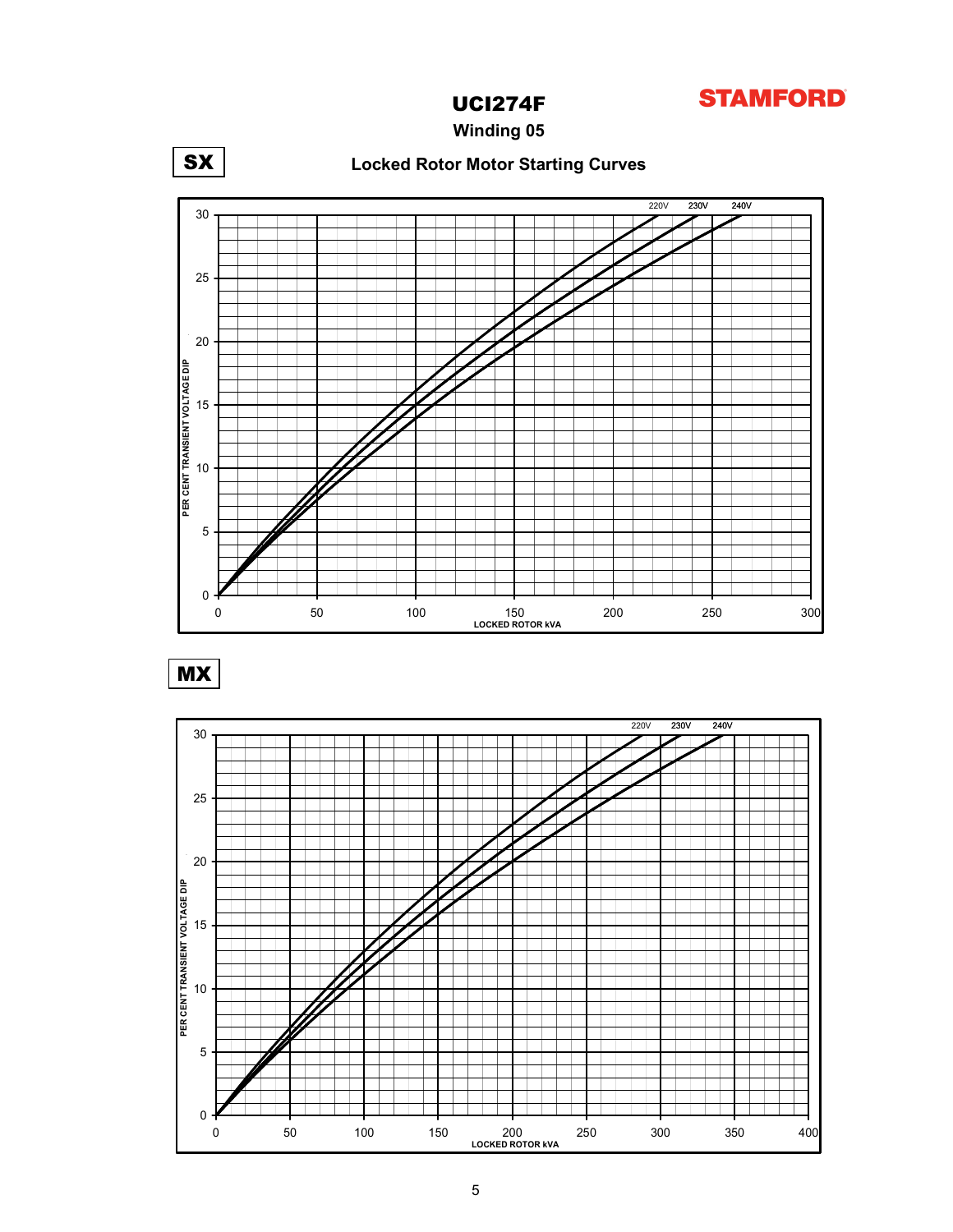# UCI274F

**STAMFORD**

## Winding 05

## Locked Rotor Motor Starting Curves

### SX

220V 230V 240V

PER CENT TRANSIENT VOLTAGE DIP

LOCKED ROTOR kVA

### MX

220V 230V 240V

PER CENT TRANSIENT VOLTAGE DIP

LOCKED ROTOR kVA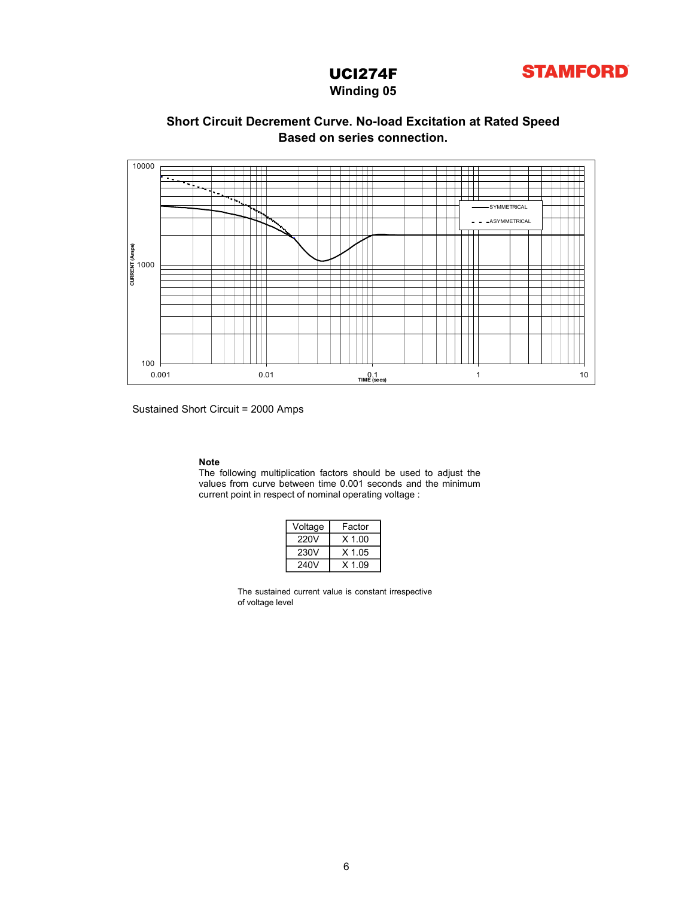# UCI274F

**STAMFORD**

## Winding 05

### Short Circuit Decrement Curve. No-load Excitation at Rated Speed
### Based on series connection.

Sustained Short Circuit = 2000 Amps

**Note**

The following multiplication factors should be used to adjust the values from curve between time 0.001 seconds and the minimum current point in respect of nominal operating voltage :

| Voltage | Factor |
|---|---|
| 220V | X 1.00 |
| 230V | X 1.05 |
| 240V | X 1.09 |

The sustained current value is constant irrespective of voltage level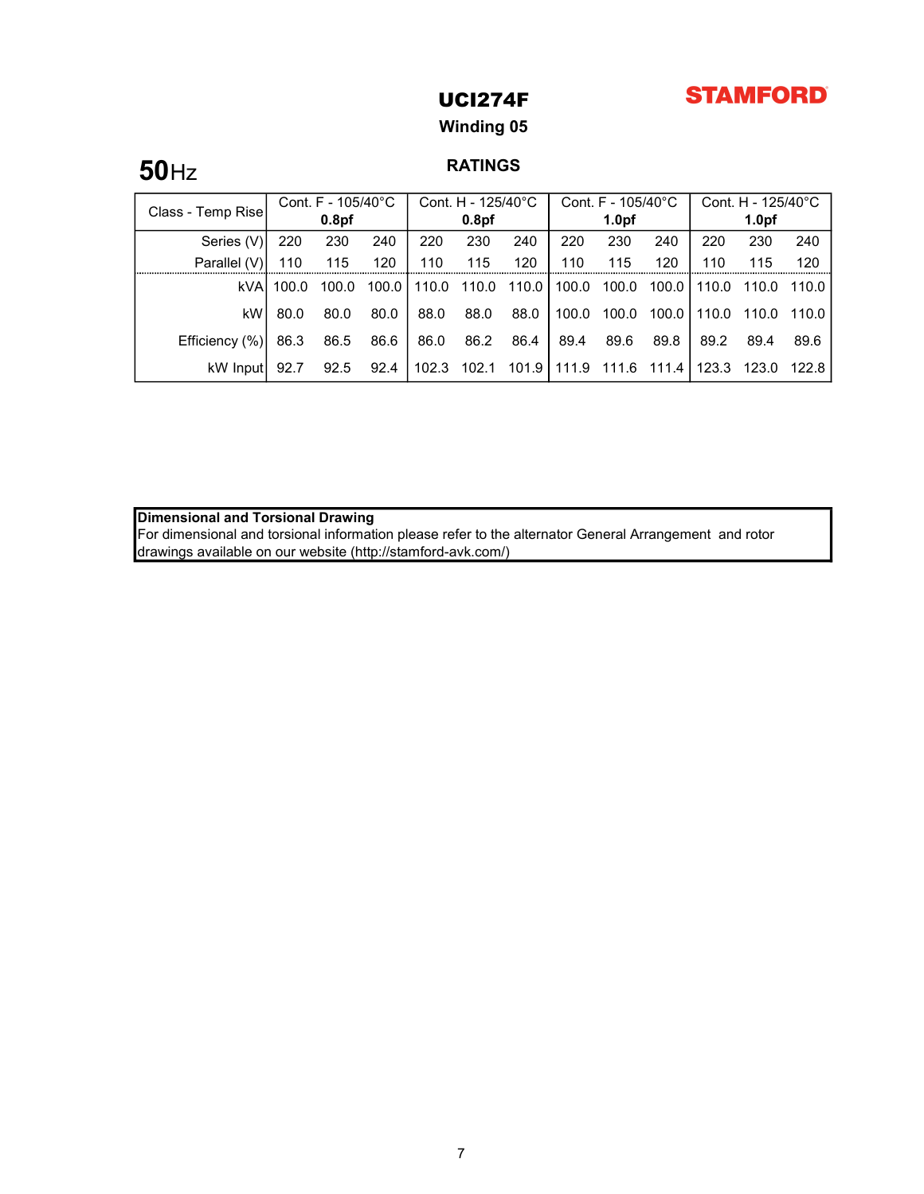# UCI274F

**STAMFORD**

## Winding 05

**50**Hz

### RATINGS

| Class - Temp Rise | Cont. F - 105/40°C **0.8pf** | | | Cont. H - 125/40°C **0.8pf** | | | Cont. F - 105/40°C **1.0pf** | | | Cont. H - 125/40°C **1.0pf** | | |
|---|---|---|---|---|---|---|---|---|---|---|---|---|
| Series (V) | 220 | 230 | 240 | 220 | 230 | 240 | 220 | 230 | 240 | 220 | 230 | 240 |
| Parallel (V) | 110 | 115 | 120 | 110 | 115 | 120 | 110 | 115 | 120 | 110 | 115 | 120 |
| kVA | 100.0 | 100.0 | 100.0 | 110.0 | 110.0 | 110.0 | 100.0 | 100.0 | 100.0 | 110.0 | 110.0 | 110.0 |
| kW | 80.0 | 80.0 | 80.0 | 88.0 | 88.0 | 88.0 | 100.0 | 100.0 | 100.0 | 110.0 | 110.0 | 110.0 |
| Efficiency (%) | 86.3 | 86.5 | 86.6 | 86.0 | 86.2 | 86.4 | 89.4 | 89.6 | 89.8 | 89.2 | 89.4 | 89.6 |
| kW Input | 92.7 | 92.5 | 92.4 | 102.3 | 102.1 | 101.9 | 111.9 | 111.6 | 111.4 | 123.3 | 123.0 | 122.8 |

**Dimensional and Torsional Drawing**
For dimensional and torsional information please refer to the alternator General Arrangement and rotor drawings available on our website (http://stamford-avk.com/)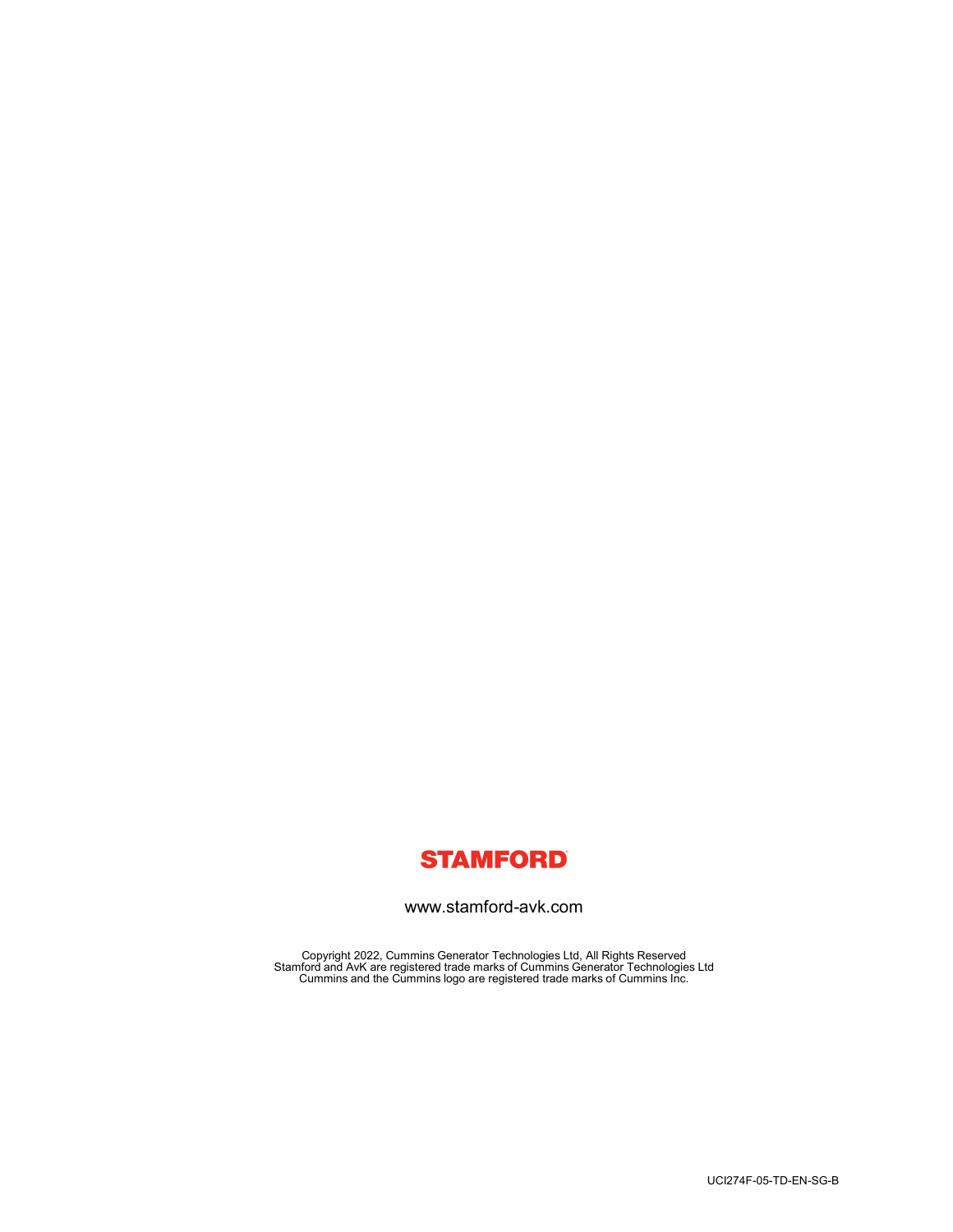**STAMFORD**

www.stamford-avk.com

Copyright 2022, Cummins Generator Technologies Ltd, All Rights Reserved
Stamford and AvK are registered trade marks of Cummins Generator Technologies Ltd
Cummins and the Cummins logo are registered trade marks of Cummins Inc.

UCI274F-05-TD-EN-SG-B